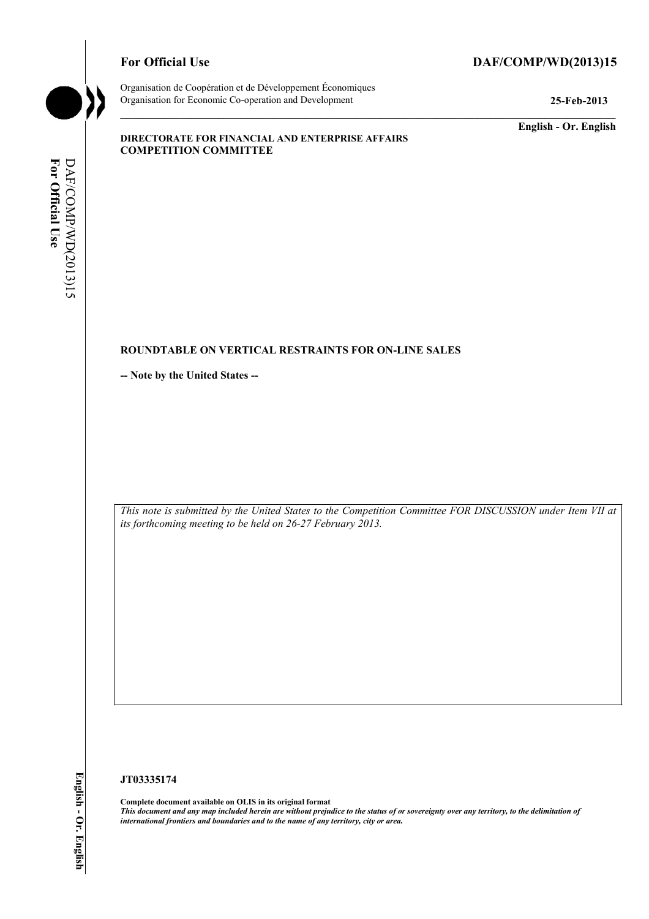**For Official Use** **DAF/COMP/WD(2013)15**

Organisation de Coopération et de Développement Économiques
Organisation for Economic Co-operation and Development **25-Feb-2013**

**English - Or. English**

**DIRECTORATE FOR FINANCIAL AND ENTERPRISE AFFAIRS**
**COMPETITION COMMITTEE**

**ROUNDTABLE ON VERTICAL RESTRAINTS FOR ON-LINE SALES**

**-- Note by the United States --**

*This note is submitted by the United States to the Competition Committee FOR DISCUSSION under Item VII at its forthcoming meeting to be held on 26-27 February 2013.*

**JT03335174**

**Complete document available on OLIS in its original format**
***This document and any map included herein are without prejudice to the status of or sovereignty over any territory, to the delimitation of international frontiers and boundaries and to the name of any territory, city or area.***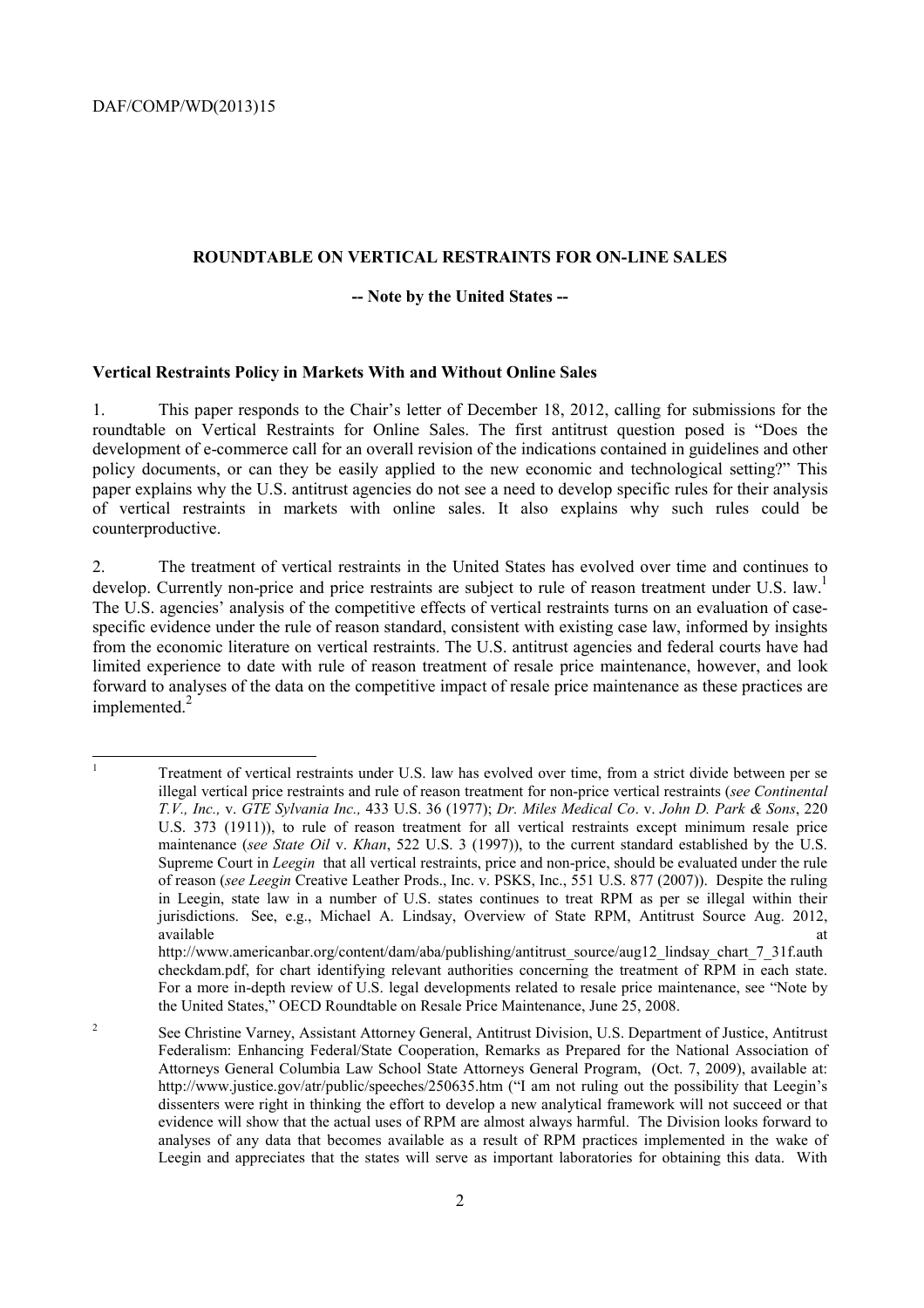## ROUNDTABLE ON VERTICAL RESTRAINTS FOR ON-LINE SALES

### -- Note by the United States --

**Vertical Restraints Policy in Markets With and Without Online Sales**

1. This paper responds to the Chair's letter of December 18, 2012, calling for submissions for the roundtable on Vertical Restraints for Online Sales. The first antitrust question posed is "Does the development of e-commerce call for an overall revision of the indications contained in guidelines and other policy documents, or can they be easily applied to the new economic and technological setting?" This paper explains why the U.S. antitrust agencies do not see a need to develop specific rules for their analysis of vertical restraints in markets with online sales. It also explains why such rules could be counterproductive.

2. The treatment of vertical restraints in the United States has evolved over time and continues to develop. Currently non-price and price restraints are subject to rule of reason treatment under U.S. law.[1] The U.S. agencies' analysis of the competitive effects of vertical restraints turns on an evaluation of case-specific evidence under the rule of reason standard, consistent with existing case law, informed by insights from the economic literature on vertical restraints. The U.S. antitrust agencies and federal courts have had limited experience to date with rule of reason treatment of resale price maintenance, however, and look forward to analyses of the data on the competitive impact of resale price maintenance as these practices are implemented.[2]

---

[1] Treatment of vertical restraints under U.S. law has evolved over time, from a strict divide between per se illegal vertical price restraints and rule of reason treatment for non-price vertical restraints (*see Continental T.V., Inc.,* v. *GTE Sylvania Inc.,* 433 U.S. 36 (1977); *Dr. Miles Medical Co*. v. *John D. Park & Sons*, 220 U.S. 373 (1911)), to rule of reason treatment for all vertical restraints except minimum resale price maintenance (*see State Oil* v. *Khan*, 522 U.S. 3 (1997)), to the current standard established by the U.S. Supreme Court in *Leegin* that all vertical restraints, price and non-price, should be evaluated under the rule of reason (*see Leegin* Creative Leather Prods., Inc. v. PSKS, Inc., 551 U.S. 877 (2007)). Despite the ruling in Leegin, state law in a number of U.S. states continues to treat RPM as per se illegal within their jurisdictions. See, e.g., Michael A. Lindsay, Overview of State RPM, Antitrust Source Aug. 2012, available at http://www.americanbar.org/content/dam/aba/publishing/antitrust_source/aug12_lindsay_chart_7_31f.authcheckdam.pdf, for chart identifying relevant authorities concerning the treatment of RPM in each state. For a more in-depth review of U.S. legal developments related to resale price maintenance, see "Note by the United States," OECD Roundtable on Resale Price Maintenance, June 25, 2008.

[2] See Christine Varney, Assistant Attorney General, Antitrust Division, U.S. Department of Justice, Antitrust Federalism: Enhancing Federal/State Cooperation, Remarks as Prepared for the National Association of Attorneys General Columbia Law School State Attorneys General Program, (Oct. 7, 2009), available at: http://www.justice.gov/atr/public/speeches/250635.htm ("I am not ruling out the possibility that Leegin's dissenters were right in thinking the effort to develop a new analytical framework will not succeed or that evidence will show that the actual uses of RPM are almost always harmful. The Division looks forward to analyses of any data that becomes available as a result of RPM practices implemented in the wake of Leegin and appreciates that the states will serve as important laboratories for obtaining this data. With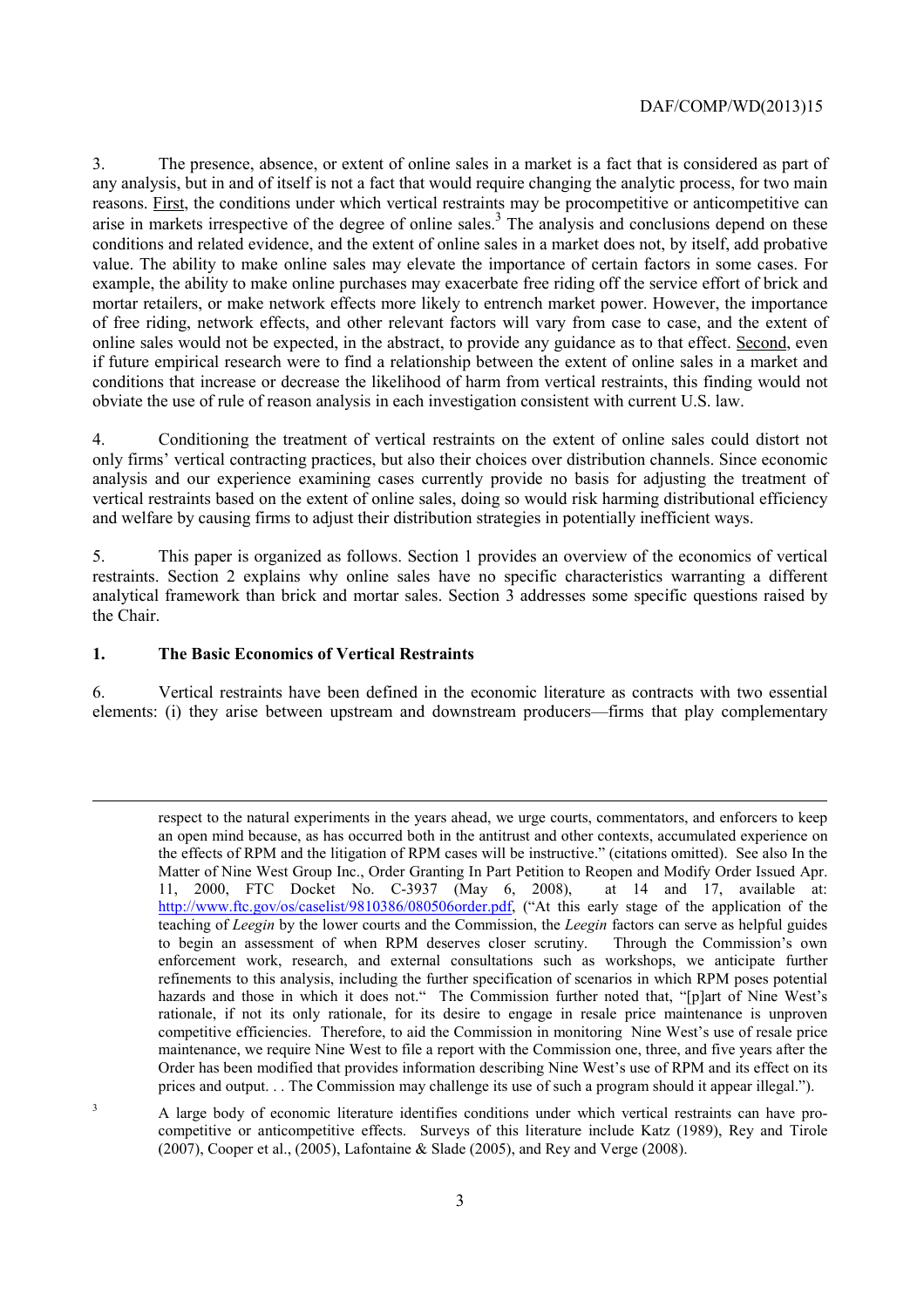3. The presence, absence, or extent of online sales in a market is a fact that is considered as part of any analysis, but in and of itself is not a fact that would require changing the analytic process, for two main reasons. First, the conditions under which vertical restraints may be procompetitive or anticompetitive can arise in markets irrespective of the degree of online sales.[3] The analysis and conclusions depend on these conditions and related evidence, and the extent of online sales in a market does not, by itself, add probative value. The ability to make online sales may elevate the importance of certain factors in some cases. For example, the ability to make online purchases may exacerbate free riding off the service effort of brick and mortar retailers, or make network effects more likely to entrench market power. However, the importance of free riding, network effects, and other relevant factors will vary from case to case, and the extent of online sales would not be expected, in the abstract, to provide any guidance as to that effect. Second, even if future empirical research were to find a relationship between the extent of online sales in a market and conditions that increase or decrease the likelihood of harm from vertical restraints, this finding would not obviate the use of rule of reason analysis in each investigation consistent with current U.S. law.

4. Conditioning the treatment of vertical restraints on the extent of online sales could distort not only firms' vertical contracting practices, but also their choices over distribution channels. Since economic analysis and our experience examining cases currently provide no basis for adjusting the treatment of vertical restraints based on the extent of online sales, doing so would risk harming distributional efficiency and welfare by causing firms to adjust their distribution strategies in potentially inefficient ways.

5. This paper is organized as follows. Section 1 provides an overview of the economics of vertical restraints. Section 2 explains why online sales have no specific characteristics warranting a different analytical framework than brick and mortar sales. Section 3 addresses some specific questions raised by the Chair.

## 1. The Basic Economics of Vertical Restraints

6. Vertical restraints have been defined in the economic literature as contracts with two essential elements: (i) they arise between upstream and downstream producers—firms that play complementary

---

respect to the natural experiments in the years ahead, we urge courts, commentators, and enforcers to keep an open mind because, as has occurred both in the antitrust and other contexts, accumulated experience on the effects of RPM and the litigation of RPM cases will be instructive." (citations omitted). See also In the Matter of Nine West Group Inc., Order Granting In Part Petition to Reopen and Modify Order Issued Apr. 11, 2000, FTC Docket No. C-3937 (May 6, 2008), at 14 and 17, available at: http://www.ftc.gov/os/caselist/9810386/080506order.pdf, ("At this early stage of the application of the teaching of *Leegin* by the lower courts and the Commission, the *Leegin* factors can serve as helpful guides to begin an assessment of when RPM deserves closer scrutiny. Through the Commission's own enforcement work, research, and external consultations such as workshops, we anticipate further refinements to this analysis, including the further specification of scenarios in which RPM poses potential hazards and those in which it does not." The Commission further noted that, "[p]art of Nine West's rationale, if not its only rationale, for its desire to engage in resale price maintenance is unproven competitive efficiencies. Therefore, to aid the Commission in monitoring Nine West's use of resale price maintenance, we require Nine West to file a report with the Commission one, three, and five years after the Order has been modified that provides information describing Nine West's use of RPM and its effect on its prices and output. . . The Commission may challenge its use of such a program should it appear illegal.").

[3] A large body of economic literature identifies conditions under which vertical restraints can have pro-competitive or anticompetitive effects. Surveys of this literature include Katz (1989), Rey and Tirole (2007), Cooper et al., (2005), Lafontaine & Slade (2005), and Rey and Verge (2008).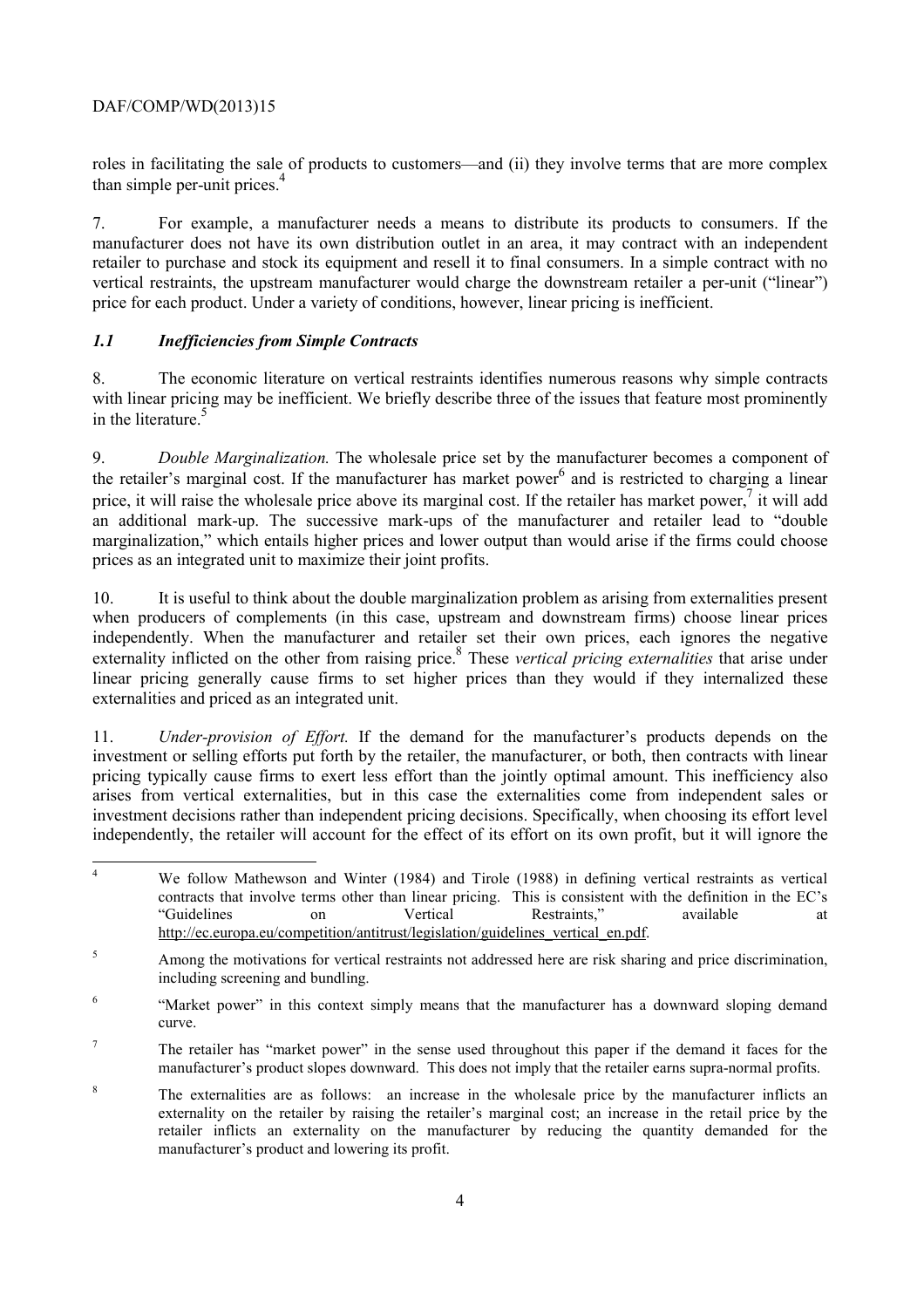roles in facilitating the sale of products to customers—and (ii) they involve terms that are more complex than simple per-unit prices.[4]

7. For example, a manufacturer needs a means to distribute its products to consumers. If the manufacturer does not have its own distribution outlet in an area, it may contract with an independent retailer to purchase and stock its equipment and resell it to final consumers. In a simple contract with no vertical restraints, the upstream manufacturer would charge the downstream retailer a per-unit ("linear") price for each product. Under a variety of conditions, however, linear pricing is inefficient.

### *1.1 Inefficiencies from Simple Contracts*

8. The economic literature on vertical restraints identifies numerous reasons why simple contracts with linear pricing may be inefficient. We briefly describe three of the issues that feature most prominently in the literature.[5]

9. *Double Marginalization.* The wholesale price set by the manufacturer becomes a component of the retailer's marginal cost. If the manufacturer has market power[6] and is restricted to charging a linear price, it will raise the wholesale price above its marginal cost. If the retailer has market power,[7] it will add an additional mark-up. The successive mark-ups of the manufacturer and retailer lead to "double marginalization," which entails higher prices and lower output than would arise if the firms could choose prices as an integrated unit to maximize their joint profits.

10. It is useful to think about the double marginalization problem as arising from externalities present when producers of complements (in this case, upstream and downstream firms) choose linear prices independently. When the manufacturer and retailer set their own prices, each ignores the negative externality inflicted on the other from raising price.[8] These *vertical pricing externalities* that arise under linear pricing generally cause firms to set higher prices than they would if they internalized these externalities and priced as an integrated unit.

11. *Under-provision of Effort.* If the demand for the manufacturer's products depends on the investment or selling efforts put forth by the retailer, the manufacturer, or both, then contracts with linear pricing typically cause firms to exert less effort than the jointly optimal amount. This inefficiency also arises from vertical externalities, but in this case the externalities come from independent sales or investment decisions rather than independent pricing decisions. Specifically, when choosing its effort level independently, the retailer will account for the effect of its effort on its own profit, but it will ignore the

---

[4] We follow Mathewson and Winter (1984) and Tirole (1988) in defining vertical restraints as vertical contracts that involve terms other than linear pricing. This is consistent with the definition in the EC's "Guidelines on Vertical Restraints," available at http://ec.europa.eu/competition/antitrust/legislation/guidelines_vertical_en.pdf.

[5] Among the motivations for vertical restraints not addressed here are risk sharing and price discrimination, including screening and bundling.

[6] "Market power" in this context simply means that the manufacturer has a downward sloping demand curve.

[7] The retailer has "market power" in the sense used throughout this paper if the demand it faces for the manufacturer's product slopes downward. This does not imply that the retailer earns supra-normal profits.

[8] The externalities are as follows: an increase in the wholesale price by the manufacturer inflicts an externality on the retailer by raising the retailer's marginal cost; an increase in the retail price by the retailer inflicts an externality on the manufacturer by reducing the quantity demanded for the manufacturer's product and lowering its profit.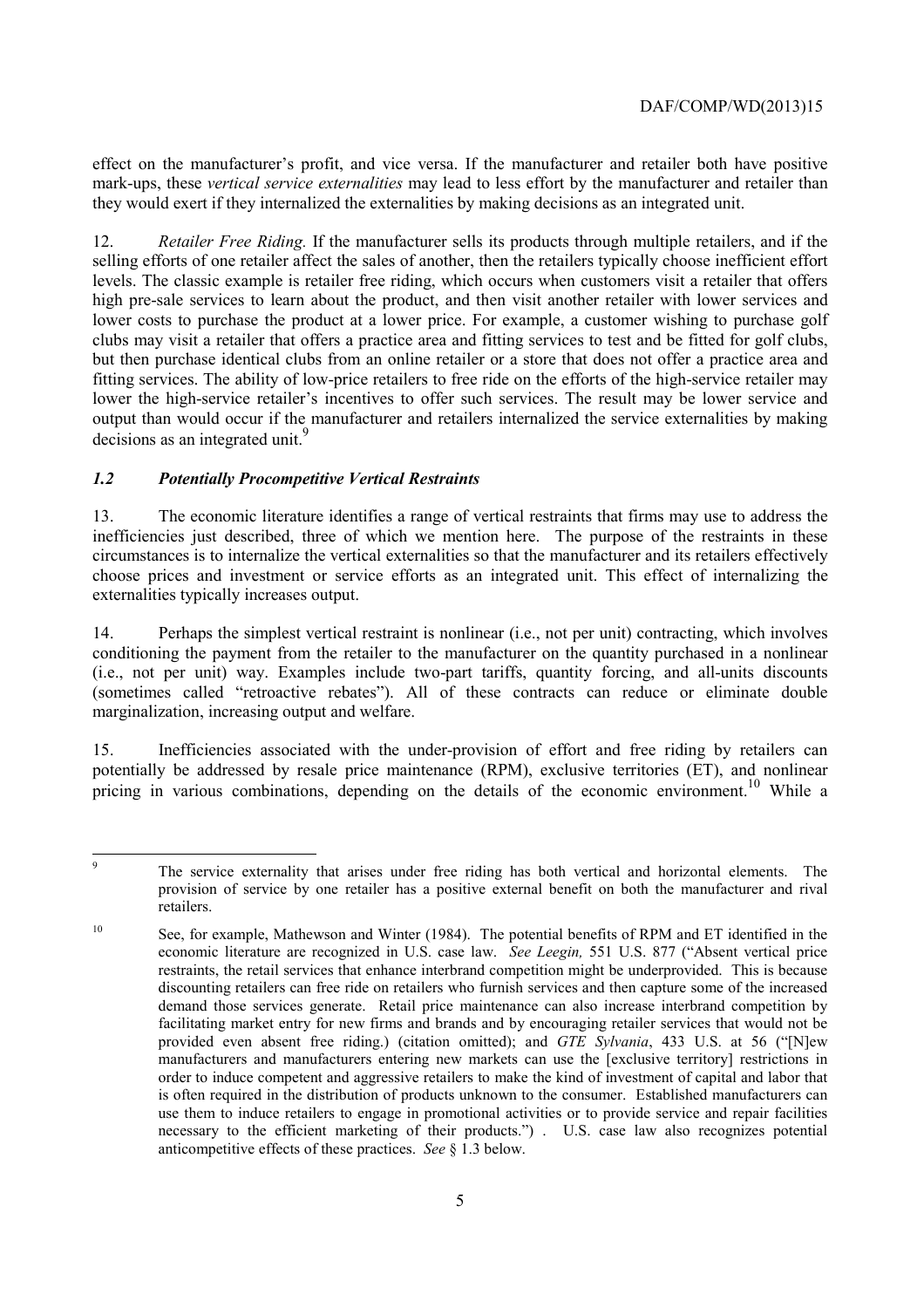effect on the manufacturer's profit, and vice versa. If the manufacturer and retailer both have positive mark-ups, these *vertical service externalities* may lead to less effort by the manufacturer and retailer than they would exert if they internalized the externalities by making decisions as an integrated unit.

12. *Retailer Free Riding.* If the manufacturer sells its products through multiple retailers, and if the selling efforts of one retailer affect the sales of another, then the retailers typically choose inefficient effort levels. The classic example is retailer free riding, which occurs when customers visit a retailer that offers high pre-sale services to learn about the product, and then visit another retailer with lower services and lower costs to purchase the product at a lower price. For example, a customer wishing to purchase golf clubs may visit a retailer that offers a practice area and fitting services to test and be fitted for golf clubs, but then purchase identical clubs from an online retailer or a store that does not offer a practice area and fitting services. The ability of low-price retailers to free ride on the efforts of the high-service retailer may lower the high-service retailer's incentives to offer such services. The result may be lower service and output than would occur if the manufacturer and retailers internalized the service externalities by making decisions as an integrated unit.[9]

### *1.2 Potentially Procompetitive Vertical Restraints*

13. The economic literature identifies a range of vertical restraints that firms may use to address the inefficiencies just described, three of which we mention here. The purpose of the restraints in these circumstances is to internalize the vertical externalities so that the manufacturer and its retailers effectively choose prices and investment or service efforts as an integrated unit. This effect of internalizing the externalities typically increases output.

14. Perhaps the simplest vertical restraint is nonlinear (i.e., not per unit) contracting, which involves conditioning the payment from the retailer to the manufacturer on the quantity purchased in a nonlinear (i.e., not per unit) way. Examples include two-part tariffs, quantity forcing, and all-units discounts (sometimes called "retroactive rebates"). All of these contracts can reduce or eliminate double marginalization, increasing output and welfare.

15. Inefficiencies associated with the under-provision of effort and free riding by retailers can potentially be addressed by resale price maintenance (RPM), exclusive territories (ET), and nonlinear pricing in various combinations, depending on the details of the economic environment.[10] While a

---

[9] The service externality that arises under free riding has both vertical and horizontal elements. The provision of service by one retailer has a positive external benefit on both the manufacturer and rival retailers.

[10] See, for example, Mathewson and Winter (1984). The potential benefits of RPM and ET identified in the economic literature are recognized in U.S. case law. *See Leegin,* 551 U.S. 877 ("Absent vertical price restraints, the retail services that enhance interbrand competition might be underprovided. This is because discounting retailers can free ride on retailers who furnish services and then capture some of the increased demand those services generate. Retail price maintenance can also increase interbrand competition by facilitating market entry for new firms and brands and by encouraging retailer services that would not be provided even absent free riding.) (citation omitted); and *GTE Sylvania*, 433 U.S. at 56 ("[N]ew manufacturers and manufacturers entering new markets can use the [exclusive territory] restrictions in order to induce competent and aggressive retailers to make the kind of investment of capital and labor that is often required in the distribution of products unknown to the consumer. Established manufacturers can use them to induce retailers to engage in promotional activities or to provide service and repair facilities necessary to the efficient marketing of their products.") . U.S. case law also recognizes potential anticompetitive effects of these practices. *See* § 1.3 below.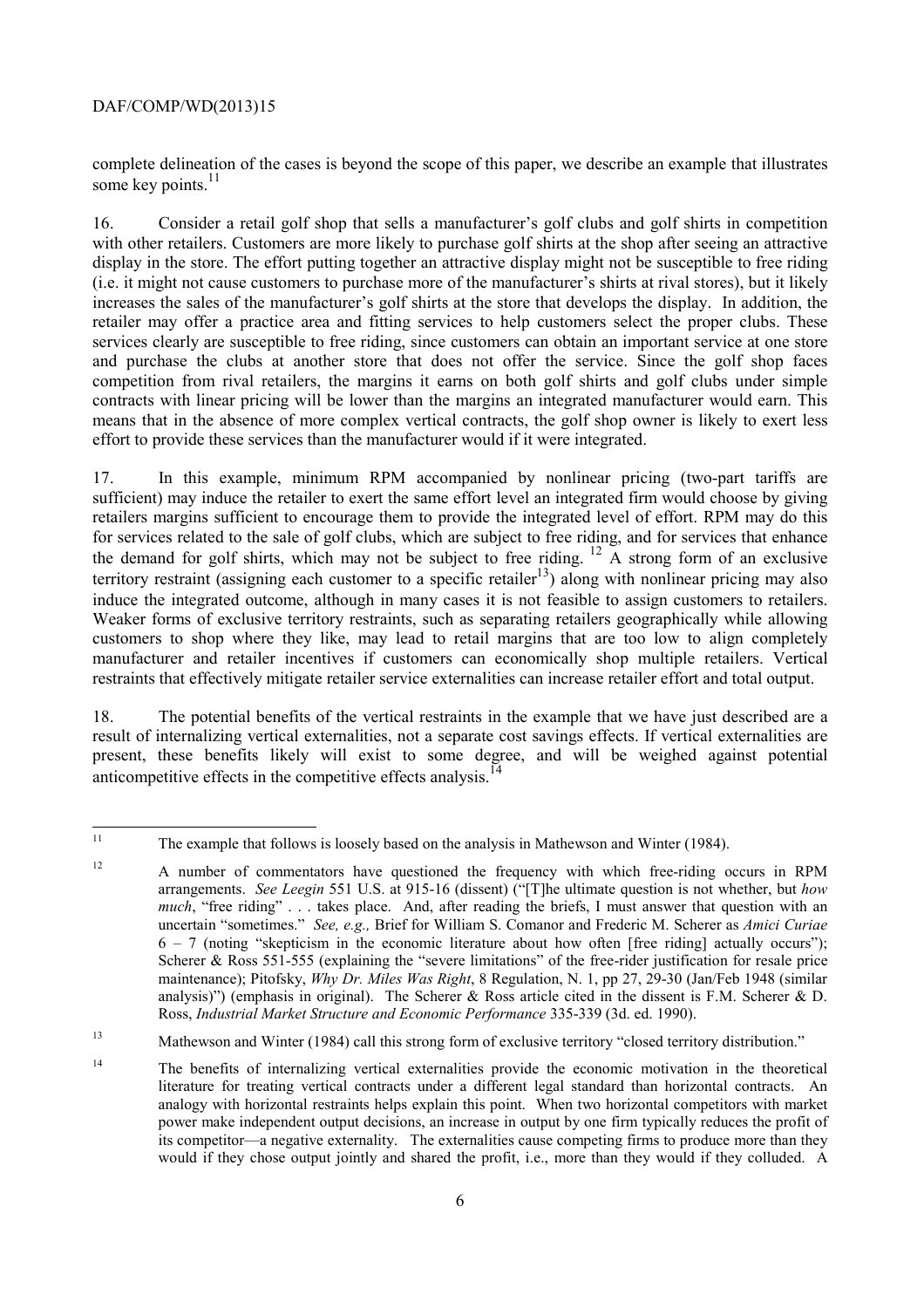complete delineation of the cases is beyond the scope of this paper, we describe an example that illustrates some key points.[11]

16. Consider a retail golf shop that sells a manufacturer's golf clubs and golf shirts in competition with other retailers. Customers are more likely to purchase golf shirts at the shop after seeing an attractive display in the store. The effort putting together an attractive display might not be susceptible to free riding (i.e. it might not cause customers to purchase more of the manufacturer's shirts at rival stores), but it likely increases the sales of the manufacturer's golf shirts at the store that develops the display. In addition, the retailer may offer a practice area and fitting services to help customers select the proper clubs. These services clearly are susceptible to free riding, since customers can obtain an important service at one store and purchase the clubs at another store that does not offer the service. Since the golf shop faces competition from rival retailers, the margins it earns on both golf shirts and golf clubs under simple contracts with linear pricing will be lower than the margins an integrated manufacturer would earn. This means that in the absence of more complex vertical contracts, the golf shop owner is likely to exert less effort to provide these services than the manufacturer would if it were integrated.

17. In this example, minimum RPM accompanied by nonlinear pricing (two-part tariffs are sufficient) may induce the retailer to exert the same effort level an integrated firm would choose by giving retailers margins sufficient to encourage them to provide the integrated level of effort. RPM may do this for services related to the sale of golf clubs, which are subject to free riding, and for services that enhance the demand for golf shirts, which may not be subject to free riding.[12] A strong form of an exclusive territory restraint (assigning each customer to a specific retailer[13]) along with nonlinear pricing may also induce the integrated outcome, although in many cases it is not feasible to assign customers to retailers. Weaker forms of exclusive territory restraints, such as separating retailers geographically while allowing customers to shop where they like, may lead to retail margins that are too low to align completely manufacturer and retailer incentives if customers can economically shop multiple retailers. Vertical restraints that effectively mitigate retailer service externalities can increase retailer effort and total output.

18. The potential benefits of the vertical restraints in the example that we have just described are a result of internalizing vertical externalities, not a separate cost savings effects. If vertical externalities are present, these benefits likely will exist to some degree, and will be weighed against potential anticompetitive effects in the competitive effects analysis.[14]

---

[11] The example that follows is loosely based on the analysis in Mathewson and Winter (1984).

[12] A number of commentators have questioned the frequency with which free-riding occurs in RPM arrangements. *See Leegin* 551 U.S. at 915-16 (dissent) ("[T]he ultimate question is not whether, but *how much*, "free riding" . . . takes place. And, after reading the briefs, I must answer that question with an uncertain "sometimes." *See, e.g.,* Brief for William S. Comanor and Frederic M. Scherer as *Amici Curiae* 6 – 7 (noting "skepticism in the economic literature about how often [free riding] actually occurs"); Scherer & Ross 551-555 (explaining the "severe limitations" of the free-rider justification for resale price maintenance); Pitofsky, *Why Dr. Miles Was Right*, 8 Regulation, N. 1, pp 27, 29-30 (Jan/Feb 1948 (similar analysis)") (emphasis in original). The Scherer & Ross article cited in the dissent is F.M. Scherer & D. Ross, *Industrial Market Structure and Economic Performance* 335-339 (3d. ed. 1990).

[13] Mathewson and Winter (1984) call this strong form of exclusive territory "closed territory distribution."

[14] The benefits of internalizing vertical externalities provide the economic motivation in the theoretical literature for treating vertical contracts under a different legal standard than horizontal contracts. An analogy with horizontal restraints helps explain this point. When two horizontal competitors with market power make independent output decisions, an increase in output by one firm typically reduces the profit of its competitor—a negative externality. The externalities cause competing firms to produce more than they would if they chose output jointly and shared the profit, i.e., more than they would if they colluded. A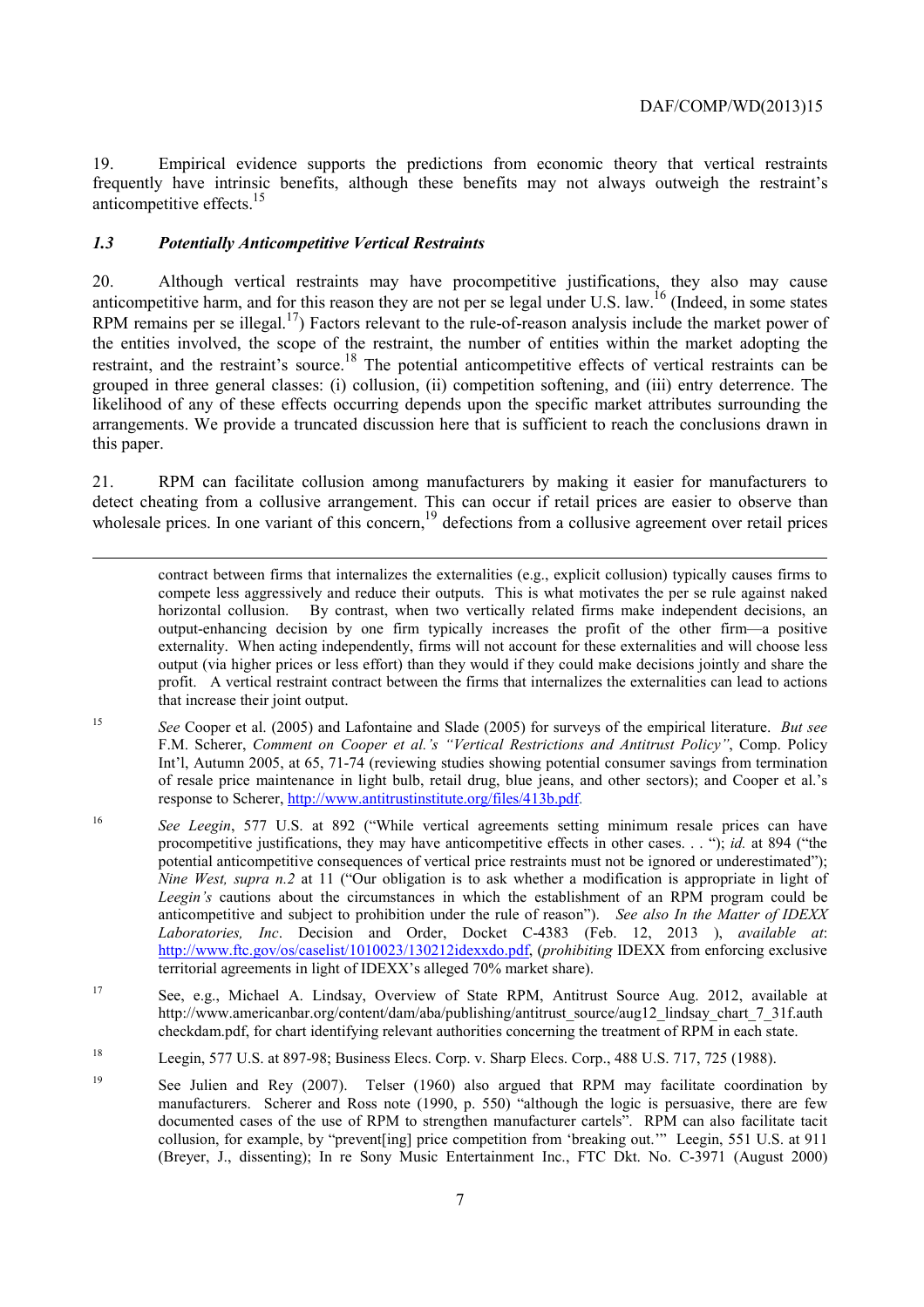19. Empirical evidence supports the predictions from economic theory that vertical restraints frequently have intrinsic benefits, although these benefits may not always outweigh the restraint's anticompetitive effects.[15]

### *1.3 Potentially Anticompetitive Vertical Restraints*

20. Although vertical restraints may have procompetitive justifications, they also may cause anticompetitive harm, and for this reason they are not per se legal under U.S. law.[16] (Indeed, in some states RPM remains per se illegal.[17]) Factors relevant to the rule-of-reason analysis include the market power of the entities involved, the scope of the restraint, the number of entities within the market adopting the restraint, and the restraint's source.[18] The potential anticompetitive effects of vertical restraints can be grouped in three general classes: (i) collusion, (ii) competition softening, and (iii) entry deterrence. The likelihood of any of these effects occurring depends upon the specific market attributes surrounding the arrangements. We provide a truncated discussion here that is sufficient to reach the conclusions drawn in this paper.

21. RPM can facilitate collusion among manufacturers by making it easier for manufacturers to detect cheating from a collusive arrangement. This can occur if retail prices are easier to observe than wholesale prices. In one variant of this concern,[19] defections from a collusive agreement over retail prices

---

contract between firms that internalizes the externalities (e.g., explicit collusion) typically causes firms to compete less aggressively and reduce their outputs. This is what motivates the per se rule against naked horizontal collusion. By contrast, when two vertically related firms make independent decisions, an output-enhancing decision by one firm typically increases the profit of the other firm—a positive externality. When acting independently, firms will not account for these externalities and will choose less output (via higher prices or less effort) than they would if they could make decisions jointly and share the profit. A vertical restraint contract between the firms that internalizes the externalities can lead to actions that increase their joint output.

[15] *See* Cooper et al. (2005) and Lafontaine and Slade (2005) for surveys of the empirical literature. *But see* F.M. Scherer, *Comment on Cooper et al.'s "Vertical Restrictions and Antitrust Policy"*, Comp. Policy Int'l, Autumn 2005, at 65, 71-74 (reviewing studies showing potential consumer savings from termination of resale price maintenance in light bulb, retail drug, blue jeans, and other sectors); and Cooper et al.'s response to Scherer, http://www.antitrustinstitute.org/files/413b.pdf.

[16] *See Leegin*, 577 U.S. at 892 ("While vertical agreements setting minimum resale prices can have procompetitive justifications, they may have anticompetitive effects in other cases. . . "); *id.* at 894 ("the potential anticompetitive consequences of vertical price restraints must not be ignored or underestimated"); *Nine West, supra n.2* at 11 ("Our obligation is to ask whether a modification is appropriate in light of *Leegin's* cautions about the circumstances in which the establishment of an RPM program could be anticompetitive and subject to prohibition under the rule of reason"). *See also In the Matter of IDEXX Laboratories, Inc*. Decision and Order, Docket C-4383 (Feb. 12, 2013 ), *available at*: http://www.ftc.gov/os/caselist/1010023/130212idexxdo.pdf, (*prohibiting* IDEXX from enforcing exclusive territorial agreements in light of IDEXX's alleged 70% market share).

[17] See, e.g., Michael A. Lindsay, Overview of State RPM, Antitrust Source Aug. 2012, available at http://www.americanbar.org/content/dam/aba/publishing/antitrust_source/aug12_lindsay_chart_7_31f.authcheckdam.pdf, for chart identifying relevant authorities concerning the treatment of RPM in each state.

[18] Leegin, 577 U.S. at 897-98; Business Elecs. Corp. v. Sharp Elecs. Corp., 488 U.S. 717, 725 (1988).

[19] See Julien and Rey (2007). Telser (1960) also argued that RPM may facilitate coordination by manufacturers. Scherer and Ross note (1990, p. 550) "although the logic is persuasive, there are few documented cases of the use of RPM to strengthen manufacturer cartels". RPM can also facilitate tacit collusion, for example, by "prevent[ing] price competition from 'breaking out.'" Leegin, 551 U.S. at 911 (Breyer, J., dissenting); In re Sony Music Entertainment Inc., FTC Dkt. No. C-3971 (August 2000)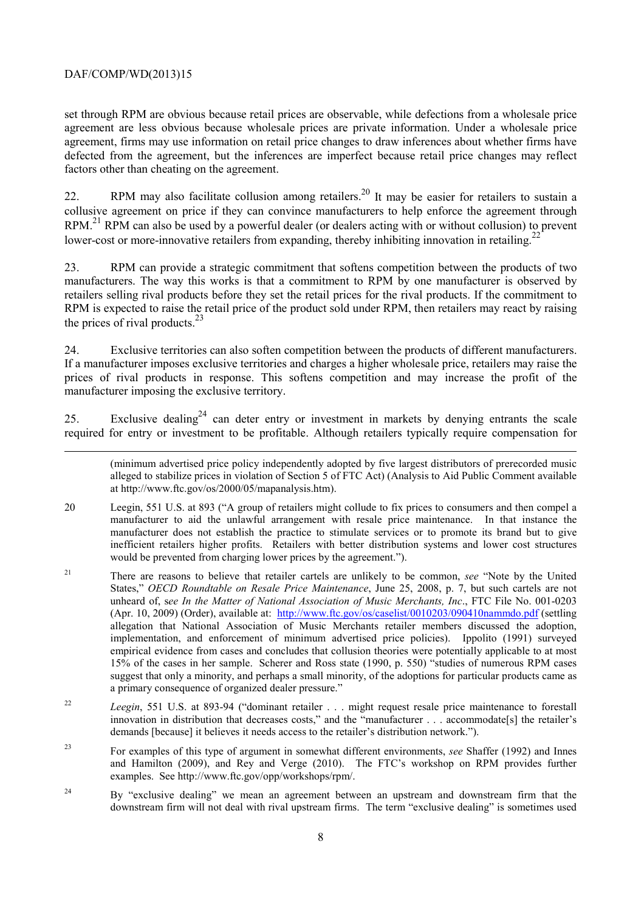set through RPM are obvious because retail prices are observable, while defections from a wholesale price agreement are less obvious because wholesale prices are private information. Under a wholesale price agreement, firms may use information on retail price changes to draw inferences about whether firms have defected from the agreement, but the inferences are imperfect because retail price changes may reflect factors other than cheating on the agreement.

22. RPM may also facilitate collusion among retailers.[20] It may be easier for retailers to sustain a collusive agreement on price if they can convince manufacturers to help enforce the agreement through RPM.[21] RPM can also be used by a powerful dealer (or dealers acting with or without collusion) to prevent lower-cost or more-innovative retailers from expanding, thereby inhibiting innovation in retailing.[22]

23. RPM can provide a strategic commitment that softens competition between the products of two manufacturers. The way this works is that a commitment to RPM by one manufacturer is observed by retailers selling rival products before they set the retail prices for the rival products. If the commitment to RPM is expected to raise the retail price of the product sold under RPM, then retailers may react by raising the prices of rival products.[23]

24. Exclusive territories can also soften competition between the products of different manufacturers. If a manufacturer imposes exclusive territories and charges a higher wholesale price, retailers may raise the prices of rival products in response. This softens competition and may increase the profit of the manufacturer imposing the exclusive territory.

25. Exclusive dealing[24] can deter entry or investment in markets by denying entrants the scale required for entry or investment to be profitable. Although retailers typically require compensation for

---

(minimum advertised price policy independently adopted by five largest distributors of prerecorded music alleged to stabilize prices in violation of Section 5 of FTC Act) (Analysis to Aid Public Comment available at http://www.ftc.gov/os/2000/05/mapanalysis.htm).

20 Leegin, 551 U.S. at 893 ("A group of retailers might collude to fix prices to consumers and then compel a manufacturer to aid the unlawful arrangement with resale price maintenance. In that instance the manufacturer does not establish the practice to stimulate services or to promote its brand but to give inefficient retailers higher profits. Retailers with better distribution systems and lower cost structures would be prevented from charging lower prices by the agreement.").

21 There are reasons to believe that retailer cartels are unlikely to be common, *see* "Note by the United States," *OECD Roundtable on Resale Price Maintenance*, June 25, 2008, p. 7, but such cartels are not unheard of, s*ee In the Matter of National Association of Music Merchants, Inc*., FTC File No. 001-0203 (Apr. 10, 2009) (Order), available at: http://www.ftc.gov/os/caselist/0010203/090410nammdo.pdf (settling allegation that National Association of Music Merchants retailer members discussed the adoption, implementation, and enforcement of minimum advertised price policies). Ippolito (1991) surveyed empirical evidence from cases and concludes that collusion theories were potentially applicable to at most 15% of the cases in her sample. Scherer and Ross state (1990, p. 550) "studies of numerous RPM cases suggest that only a minority, and perhaps a small minority, of the adoptions for particular products came as a primary consequence of organized dealer pressure."

22 *Leegin*, 551 U.S. at 893-94 ("dominant retailer . . . might request resale price maintenance to forestall innovation in distribution that decreases costs," and the "manufacturer . . . accommodate[s] the retailer's demands [because] it believes it needs access to the retailer's distribution network.").

23 For examples of this type of argument in somewhat different environments, *see* Shaffer (1992) and Innes and Hamilton (2009), and Rey and Verge (2010). The FTC's workshop on RPM provides further examples. See http://www.ftc.gov/opp/workshops/rpm/.

24 By "exclusive dealing" we mean an agreement between an upstream and downstream firm that the downstream firm will not deal with rival upstream firms. The term "exclusive dealing" is sometimes used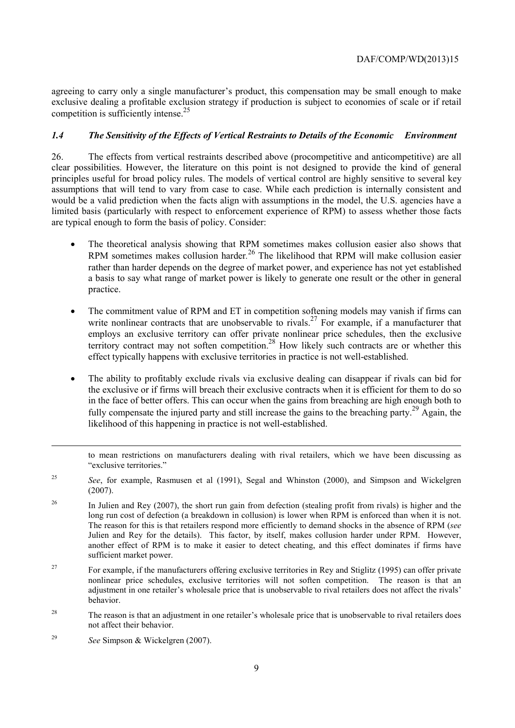agreeing to carry only a single manufacturer's product, this compensation may be small enough to make exclusive dealing a profitable exclusion strategy if production is subject to economies of scale or if retail competition is sufficiently intense.[25]

### *1.4 The Sensitivity of the Effects of Vertical Restraints to Details of the Economic Environment*

26. The effects from vertical restraints described above (procompetitive and anticompetitive) are all clear possibilities. However, the literature on this point is not designed to provide the kind of general principles useful for broad policy rules. The models of vertical control are highly sensitive to several key assumptions that will tend to vary from case to case. While each prediction is internally consistent and would be a valid prediction when the facts align with assumptions in the model, the U.S. agencies have a limited basis (particularly with respect to enforcement experience of RPM) to assess whether those facts are typical enough to form the basis of policy. Consider:

- The theoretical analysis showing that RPM sometimes makes collusion easier also shows that RPM sometimes makes collusion harder.[26] The likelihood that RPM will make collusion easier rather than harder depends on the degree of market power, and experience has not yet established a basis to say what range of market power is likely to generate one result or the other in general practice.

- The commitment value of RPM and ET in competition softening models may vanish if firms can write nonlinear contracts that are unobservable to rivals.[27] For example, if a manufacturer that employs an exclusive territory can offer private nonlinear price schedules, then the exclusive territory contract may not soften competition.[28] How likely such contracts are or whether this effect typically happens with exclusive territories in practice is not well-established.

- The ability to profitably exclude rivals via exclusive dealing can disappear if rivals can bid for the exclusive or if firms will breach their exclusive contracts when it is efficient for them to do so in the face of better offers. This can occur when the gains from breaching are high enough both to fully compensate the injured party and still increase the gains to the breaching party.[29] Again, the likelihood of this happening in practice is not well-established.

---

to mean restrictions on manufacturers dealing with rival retailers, which we have been discussing as "exclusive territories."

[25] *See*, for example, Rasmusen et al (1991), Segal and Whinston (2000), and Simpson and Wickelgren (2007).

[26] In Julien and Rey (2007), the short run gain from defection (stealing profit from rivals) is higher and the long run cost of defection (a breakdown in collusion) is lower when RPM is enforced than when it is not. The reason for this is that retailers respond more efficiently to demand shocks in the absence of RPM (*see* Julien and Rey for the details). This factor, by itself, makes collusion harder under RPM. However, another effect of RPM is to make it easier to detect cheating, and this effect dominates if firms have sufficient market power.

[27] For example, if the manufacturers offering exclusive territories in Rey and Stiglitz (1995) can offer private nonlinear price schedules, exclusive territories will not soften competition. The reason is that an adjustment in one retailer's wholesale price that is unobservable to rival retailers does not affect the rivals' behavior.

[28] The reason is that an adjustment in one retailer's wholesale price that is unobservable to rival retailers does not affect their behavior.

[29] *See* Simpson & Wickelgren (2007).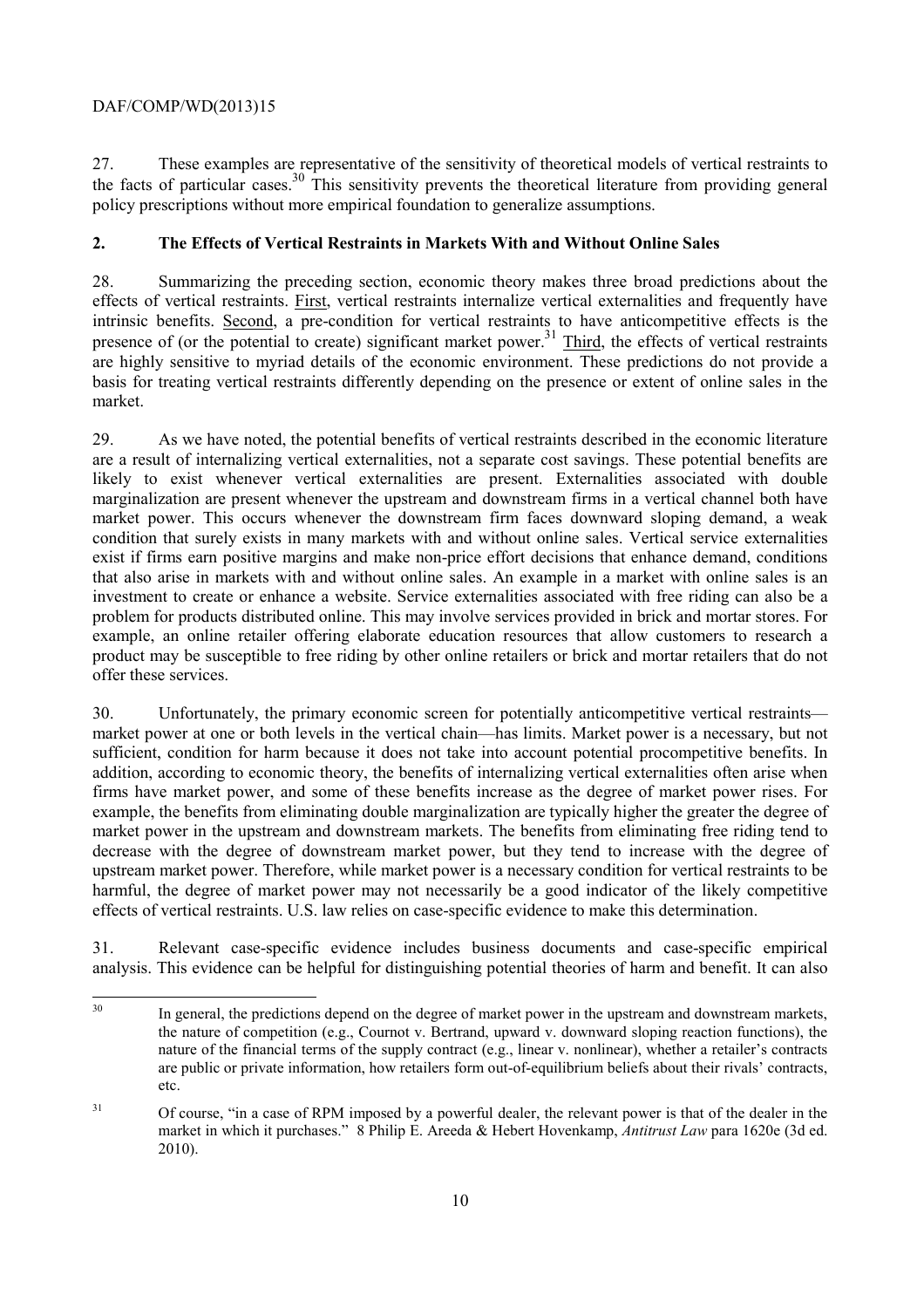27. These examples are representative of the sensitivity of theoretical models of vertical restraints to the facts of particular cases.[30] This sensitivity prevents the theoretical literature from providing general policy prescriptions without more empirical foundation to generalize assumptions.

## 2. The Effects of Vertical Restraints in Markets With and Without Online Sales

28. Summarizing the preceding section, economic theory makes three broad predictions about the effects of vertical restraints. First, vertical restraints internalize vertical externalities and frequently have intrinsic benefits. Second, a pre-condition for vertical restraints to have anticompetitive effects is the presence of (or the potential to create) significant market power.[31] Third, the effects of vertical restraints are highly sensitive to myriad details of the economic environment. These predictions do not provide a basis for treating vertical restraints differently depending on the presence or extent of online sales in the market.

29. As we have noted, the potential benefits of vertical restraints described in the economic literature are a result of internalizing vertical externalities, not a separate cost savings. These potential benefits are likely to exist whenever vertical externalities are present. Externalities associated with double marginalization are present whenever the upstream and downstream firms in a vertical channel both have market power. This occurs whenever the downstream firm faces downward sloping demand, a weak condition that surely exists in many markets with and without online sales. Vertical service externalities exist if firms earn positive margins and make non-price effort decisions that enhance demand, conditions that also arise in markets with and without online sales. An example in a market with online sales is an investment to create or enhance a website. Service externalities associated with free riding can also be a problem for products distributed online. This may involve services provided in brick and mortar stores. For example, an online retailer offering elaborate education resources that allow customers to research a product may be susceptible to free riding by other online retailers or brick and mortar retailers that do not offer these services.

30. Unfortunately, the primary economic screen for potentially anticompetitive vertical restraints—market power at one or both levels in the vertical chain—has limits. Market power is a necessary, but not sufficient, condition for harm because it does not take into account potential procompetitive benefits. In addition, according to economic theory, the benefits of internalizing vertical externalities often arise when firms have market power, and some of these benefits increase as the degree of market power rises. For example, the benefits from eliminating double marginalization are typically higher the greater the degree of market power in the upstream and downstream markets. The benefits from eliminating free riding tend to decrease with the degree of downstream market power, but they tend to increase with the degree of upstream market power. Therefore, while market power is a necessary condition for vertical restraints to be harmful, the degree of market power may not necessarily be a good indicator of the likely competitive effects of vertical restraints. U.S. law relies on case-specific evidence to make this determination.

31. Relevant case-specific evidence includes business documents and case-specific empirical analysis. This evidence can be helpful for distinguishing potential theories of harm and benefit. It can also

---

[30] In general, the predictions depend on the degree of market power in the upstream and downstream markets, the nature of competition (e.g., Cournot v. Bertrand, upward v. downward sloping reaction functions), the nature of the financial terms of the supply contract (e.g., linear v. nonlinear), whether a retailer's contracts are public or private information, how retailers form out-of-equilibrium beliefs about their rivals' contracts, etc.

[31] Of course, "in a case of RPM imposed by a powerful dealer, the relevant power is that of the dealer in the market in which it purchases." 8 Philip E. Areeda & Hebert Hovenkamp, *Antitrust Law* para 1620e (3d ed. 2010).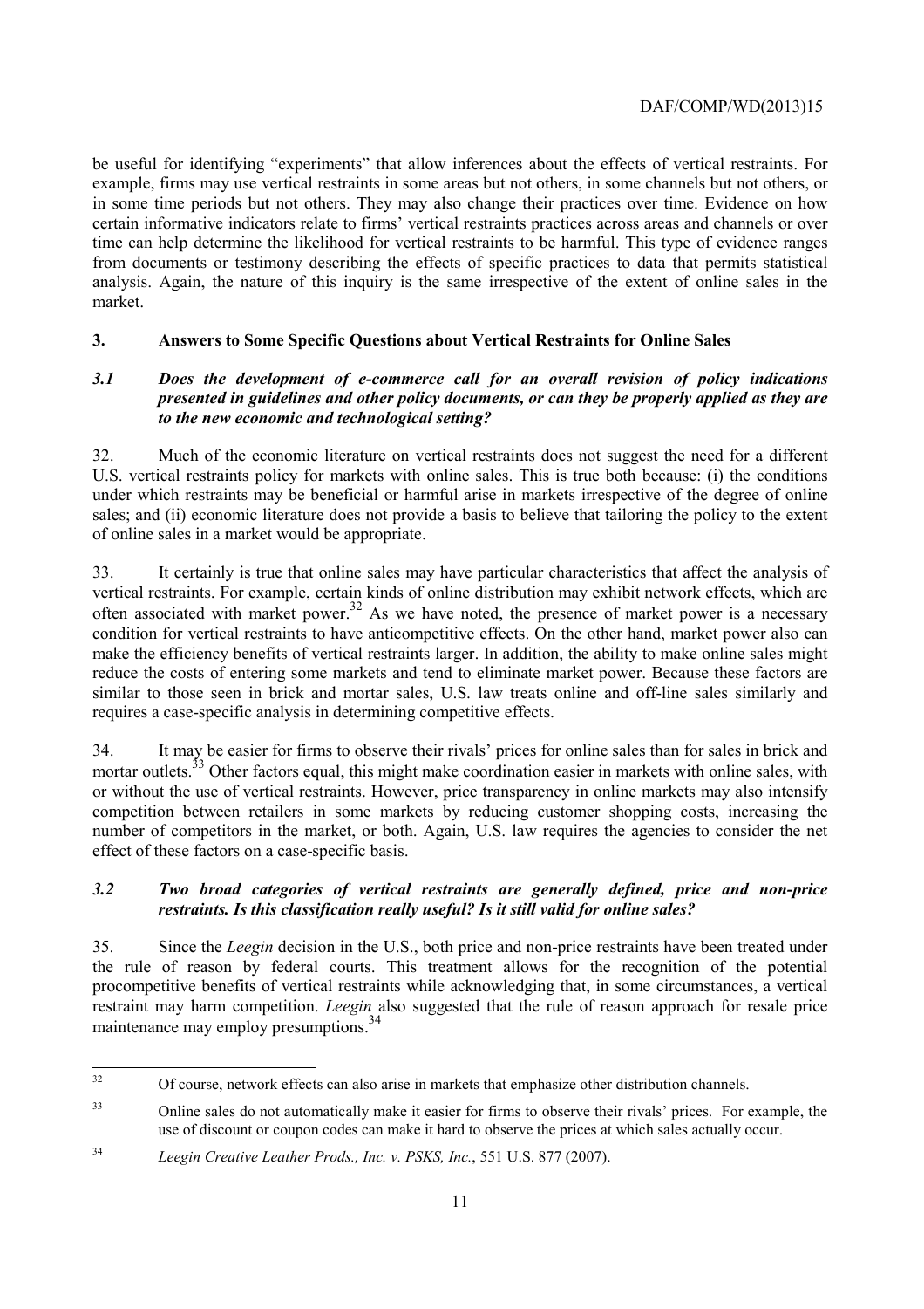be useful for identifying "experiments" that allow inferences about the effects of vertical restraints. For example, firms may use vertical restraints in some areas but not others, in some channels but not others, or in some time periods but not others. They may also change their practices over time. Evidence on how certain informative indicators relate to firms' vertical restraints practices across areas and channels or over time can help determine the likelihood for vertical restraints to be harmful. This type of evidence ranges from documents or testimony describing the effects of specific practices to data that permits statistical analysis. Again, the nature of this inquiry is the same irrespective of the extent of online sales in the market.

## 3. Answers to Some Specific Questions about Vertical Restraints for Online Sales

### *3.1 Does the development of e-commerce call for an overall revision of policy indications presented in guidelines and other policy documents, or can they be properly applied as they are to the new economic and technological setting?*

32. Much of the economic literature on vertical restraints does not suggest the need for a different U.S. vertical restraints policy for markets with online sales. This is true both because: (i) the conditions under which restraints may be beneficial or harmful arise in markets irrespective of the degree of online sales; and (ii) economic literature does not provide a basis to believe that tailoring the policy to the extent of online sales in a market would be appropriate.

33. It certainly is true that online sales may have particular characteristics that affect the analysis of vertical restraints. For example, certain kinds of online distribution may exhibit network effects, which are often associated with market power.[32] As we have noted, the presence of market power is a necessary condition for vertical restraints to have anticompetitive effects. On the other hand, market power also can make the efficiency benefits of vertical restraints larger. In addition, the ability to make online sales might reduce the costs of entering some markets and tend to eliminate market power. Because these factors are similar to those seen in brick and mortar sales, U.S. law treats online and off-line sales similarly and requires a case-specific analysis in determining competitive effects.

34. It may be easier for firms to observe their rivals' prices for online sales than for sales in brick and mortar outlets.[33] Other factors equal, this might make coordination easier in markets with online sales, with or without the use of vertical restraints. However, price transparency in online markets may also intensify competition between retailers in some markets by reducing customer shopping costs, increasing the number of competitors in the market, or both. Again, U.S. law requires the agencies to consider the net effect of these factors on a case-specific basis.

### *3.2 Two broad categories of vertical restraints are generally defined, price and non-price restraints. Is this classification really useful? Is it still valid for online sales?*

35. Since the *Leegin* decision in the U.S., both price and non-price restraints have been treated under the rule of reason by federal courts. This treatment allows for the recognition of the potential procompetitive benefits of vertical restraints while acknowledging that, in some circumstances, a vertical restraint may harm competition. *Leegin* also suggested that the rule of reason approach for resale price maintenance may employ presumptions.[34]

---

[32] Of course, network effects can also arise in markets that emphasize other distribution channels.

[33] Online sales do not automatically make it easier for firms to observe their rivals' prices. For example, the use of discount or coupon codes can make it hard to observe the prices at which sales actually occur.

[34] *Leegin Creative Leather Prods., Inc. v. PSKS, Inc.*, 551 U.S. 877 (2007).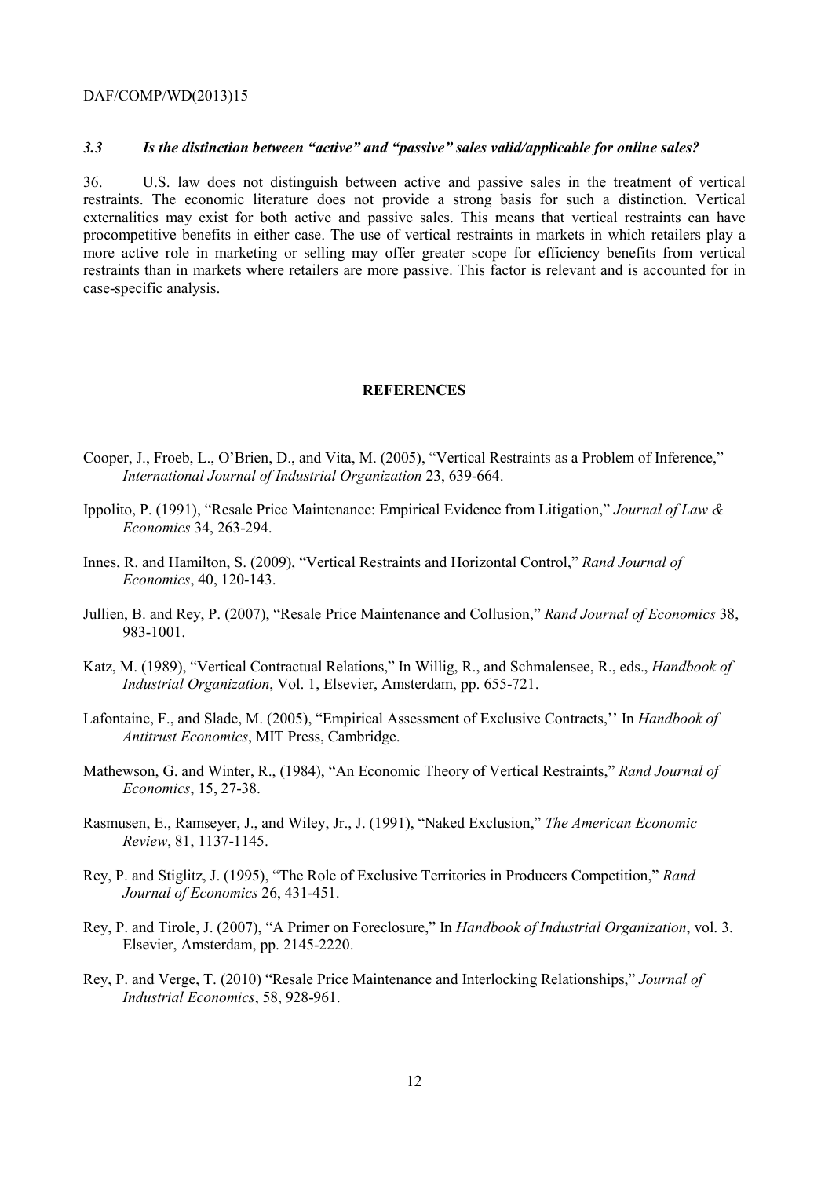### *3.3 Is the distinction between "active" and "passive" sales valid/applicable for online sales?*

36. U.S. law does not distinguish between active and passive sales in the treatment of vertical restraints. The economic literature does not provide a strong basis for such a distinction. Vertical externalities may exist for both active and passive sales. This means that vertical restraints can have procompetitive benefits in either case. The use of vertical restraints in markets in which retailers play a more active role in marketing or selling may offer greater scope for efficiency benefits from vertical restraints than in markets where retailers are more passive. This factor is relevant and is accounted for in case-specific analysis.

## REFERENCES

Cooper, J., Froeb, L., O'Brien, D., and Vita, M. (2005), "Vertical Restraints as a Problem of Inference," *International Journal of Industrial Organization* 23, 639-664.

Ippolito, P. (1991), "Resale Price Maintenance: Empirical Evidence from Litigation," *Journal of Law & Economics* 34, 263-294.

Innes, R. and Hamilton, S. (2009), "Vertical Restraints and Horizontal Control," *Rand Journal of Economics*, 40, 120-143.

Jullien, B. and Rey, P. (2007), "Resale Price Maintenance and Collusion," *Rand Journal of Economics* 38, 983-1001.

Katz, M. (1989), "Vertical Contractual Relations," In Willig, R., and Schmalensee, R., eds., *Handbook of Industrial Organization*, Vol. 1, Elsevier, Amsterdam, pp. 655-721.

Lafontaine, F., and Slade, M. (2005), "Empirical Assessment of Exclusive Contracts,'' In *Handbook of Antitrust Economics*, MIT Press, Cambridge.

Mathewson, G. and Winter, R., (1984), "An Economic Theory of Vertical Restraints," *Rand Journal of Economics*, 15, 27-38.

Rasmusen, E., Ramseyer, J., and Wiley, Jr., J. (1991), "Naked Exclusion," *The American Economic Review*, 81, 1137-1145.

Rey, P. and Stiglitz, J. (1995), "The Role of Exclusive Territories in Producers Competition," *Rand Journal of Economics* 26, 431-451.

Rey, P. and Tirole, J. (2007), "A Primer on Foreclosure," In *Handbook of Industrial Organization*, vol. 3. Elsevier, Amsterdam, pp. 2145-2220.

Rey, P. and Verge, T. (2010) "Resale Price Maintenance and Interlocking Relationships," *Journal of Industrial Economics*, 58, 928-961.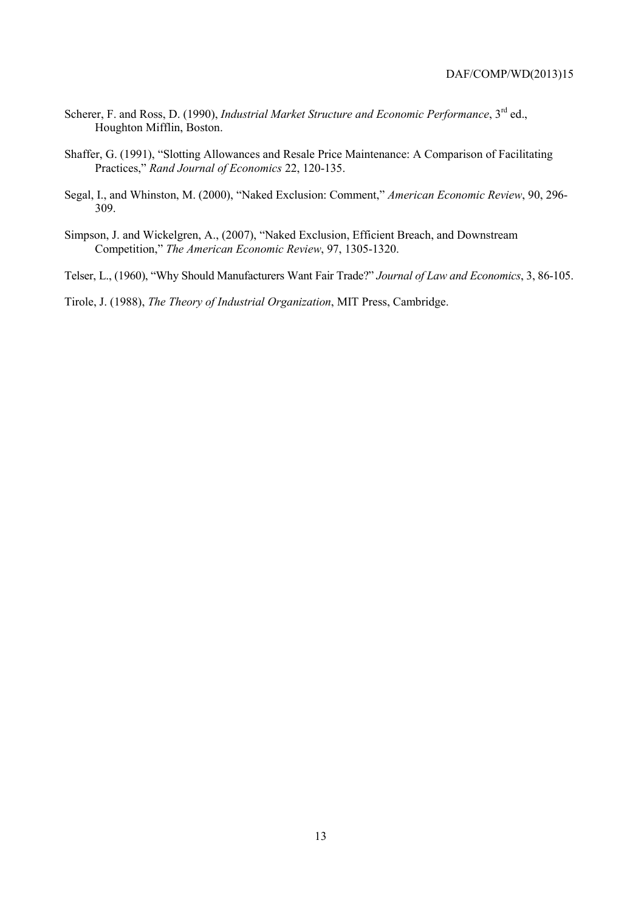Scherer, F. and Ross, D. (1990), *Industrial Market Structure and Economic Performance*, 3rd ed., Houghton Mifflin, Boston.

Shaffer, G. (1991), "Slotting Allowances and Resale Price Maintenance: A Comparison of Facilitating Practices," *Rand Journal of Economics* 22, 120-135.

Segal, I., and Whinston, M. (2000), "Naked Exclusion: Comment," *American Economic Review*, 90, 296-309.

Simpson, J. and Wickelgren, A., (2007), "Naked Exclusion, Efficient Breach, and Downstream Competition," *The American Economic Review*, 97, 1305-1320.

Telser, L., (1960), "Why Should Manufacturers Want Fair Trade?" *Journal of Law and Economics*, 3, 86-105.

Tirole, J. (1988), *The Theory of Industrial Organization*, MIT Press, Cambridge.